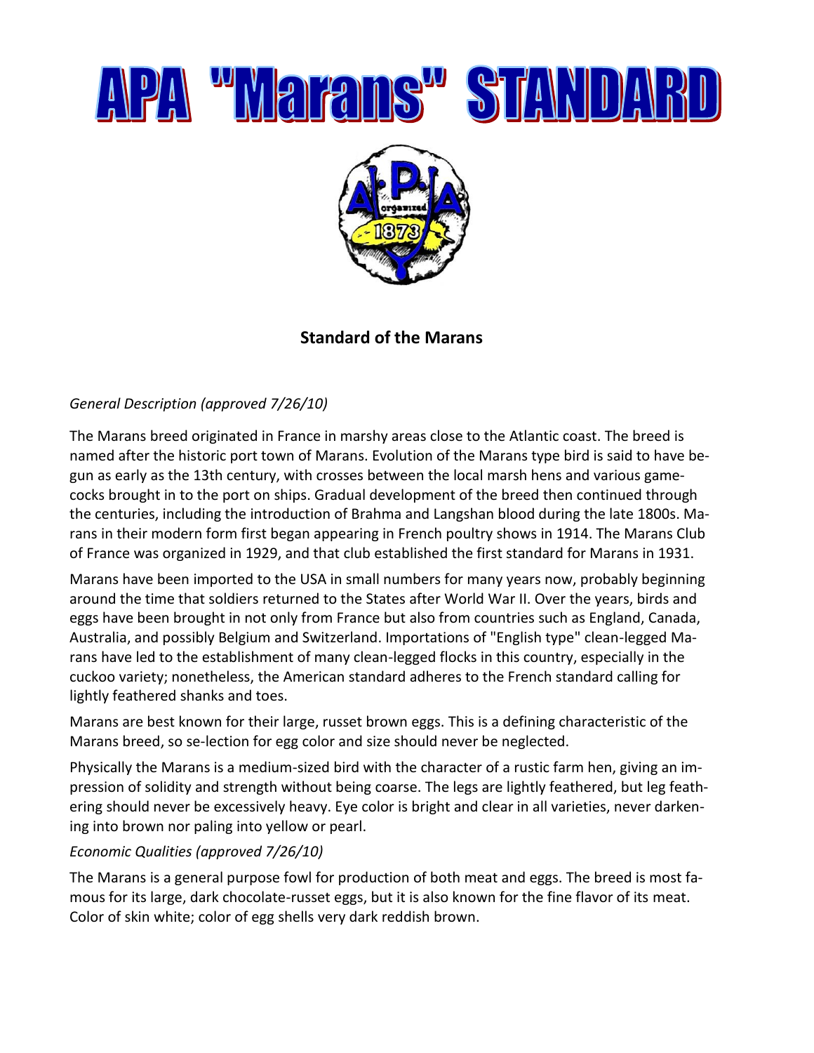# APA "Marans" STANDARD

## Standard of the Marans

*General Description (approved 7/26/10)*

The Marans breed originated in France in marshy areas close to the Atlantic coast. The breed is named after the historic port town of Marans. Evolution of the Marans type bird is said to have begun as early as the 13th century, with crosses between the local marsh hens and various gamecocks brought in to the port on ships. Gradual development of the breed then continued through the centuries, including the introduction of Brahma and Langshan blood during the late 1800s. Marans in their modern form first began appearing in French poultry shows in 1914. The Marans Club of France was organized in 1929, and that club established the first standard for Marans in 1931.

Marans have been imported to the USA in small numbers for many years now, probably beginning around the time that soldiers returned to the States after World War II. Over the years, birds and eggs have been brought in not only from France but also from countries such as England, Canada, Australia, and possibly Belgium and Switzerland. Importations of "English type" clean-legged Marans have led to the establishment of many clean-legged flocks in this country, especially in the cuckoo variety; nonetheless, the American standard adheres to the French standard calling for lightly feathered shanks and toes.

Marans are best known for their large, russet brown eggs. This is a defining characteristic of the Marans breed, so se-lection for egg color and size should never be neglected.

Physically the Marans is a medium-sized bird with the character of a rustic farm hen, giving an impression of solidity and strength without being coarse. The legs are lightly feathered, but leg feathering should never be excessively heavy. Eye color is bright and clear in all varieties, never darkening into brown nor paling into yellow or pearl.

*Economic Qualities (approved 7/26/10)*

The Marans is a general purpose fowl for production of both meat and eggs. The breed is most famous for its large, dark chocolate-russet eggs, but it is also known for the fine flavor of its meat. Color of skin white; color of egg shells very dark reddish brown.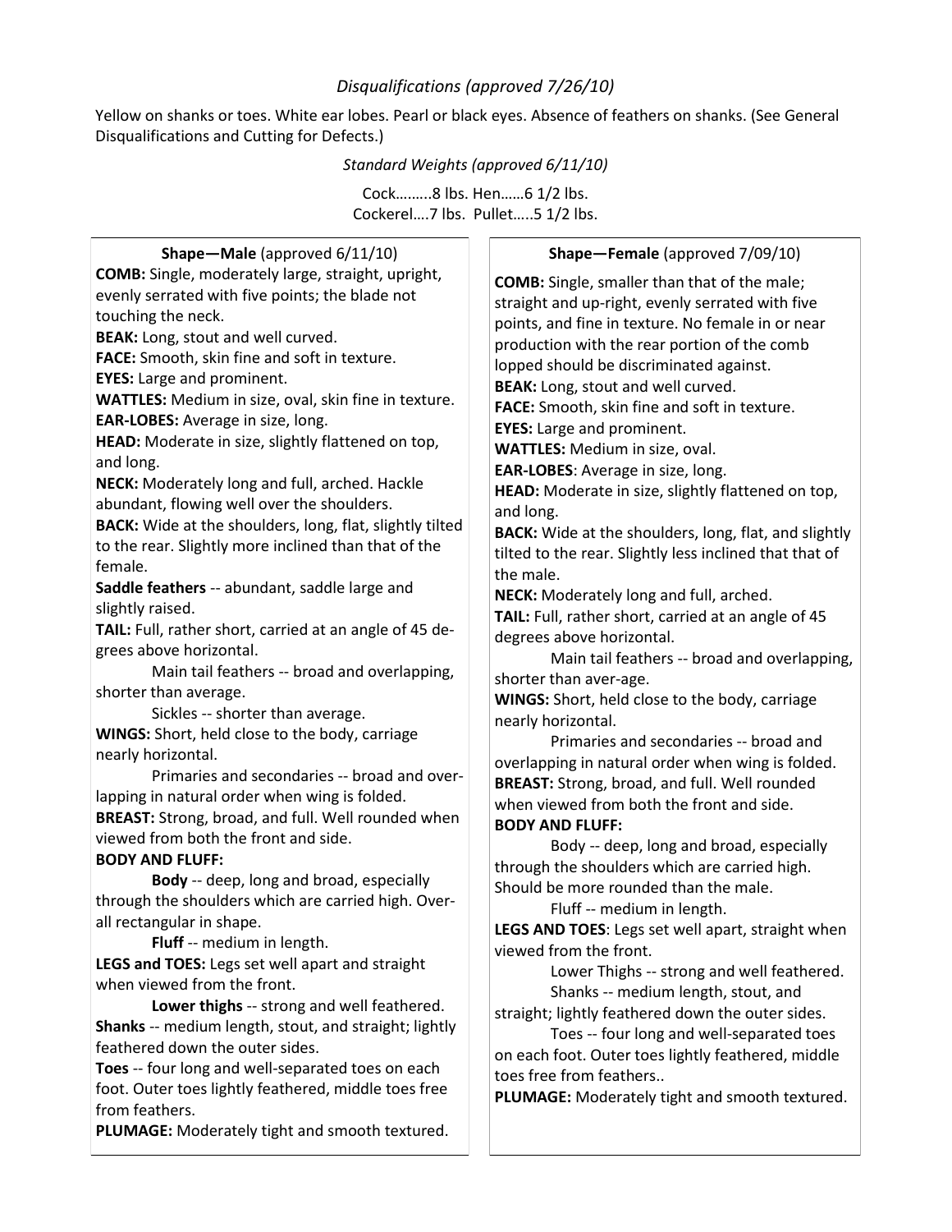*Disqualifications (approved 7/26/10)*

Yellow on shanks or toes. White ear lobes. Pearl or black eyes. Absence of feathers on shanks. (See General Disqualifications and Cutting for Defects.)

*Standard Weights (approved 6/11/10)*

Cock……..8 lbs. Hen……6 1/2 lbs.
Cockerel….7 lbs. Pullet…..5 1/2 lbs.

**Shape—Male** (approved 6/11/10)

**COMB:** Single, moderately large, straight, upright, evenly serrated with five points; the blade not touching the neck.
**BEAK:** Long, stout and well curved.
**FACE:** Smooth, skin fine and soft in texture.
**EYES:** Large and prominent.
**WATTLES:** Medium in size, oval, skin fine in texture.
**EAR-LOBES:** Average in size, long.
**HEAD:** Moderate in size, slightly flattened on top, and long.
**NECK:** Moderately long and full, arched. Hackle abundant, flowing well over the shoulders.
**BACK:** Wide at the shoulders, long, flat, slightly tilted to the rear. Slightly more inclined than that of the female.
**Saddle feathers** -- abundant, saddle large and slightly raised.
**TAIL:** Full, rather short, carried at an angle of 45 degrees above horizontal.
Main tail feathers -- broad and overlapping, shorter than average.
Sickles -- shorter than average.
**WINGS:** Short, held close to the body, carriage nearly horizontal.
Primaries and secondaries -- broad and overlapping in natural order when wing is folded.
**BREAST:** Strong, broad, and full. Well rounded when viewed from both the front and side.
**BODY AND FLUFF:**
**Body** -- deep, long and broad, especially through the shoulders which are carried high. Overall rectangular in shape.
**Fluff** -- medium in length.
**LEGS and TOES:** Legs set well apart and straight when viewed from the front.
**Lower thighs** -- strong and well feathered.
**Shanks** -- medium length, stout, and straight; lightly feathered down the outer sides.
**Toes** -- four long and well-separated toes on each foot. Outer toes lightly feathered, middle toes free from feathers.
**PLUMAGE:** Moderately tight and smooth textured.

**Shape—Female** (approved 7/09/10)

**COMB:** Single, smaller than that of the male; straight and up-right, evenly serrated with five points, and fine in texture. No female in or near production with the rear portion of the comb lopped should be discriminated against.
**BEAK:** Long, stout and well curved.
**FACE:** Smooth, skin fine and soft in texture.
**EYES:** Large and prominent.
**WATTLES:** Medium in size, oval.
**EAR-LOBES**: Average in size, long.
**HEAD:** Moderate in size, slightly flattened on top, and long.
**BACK:** Wide at the shoulders, long, flat, and slightly tilted to the rear. Slightly less inclined that that of the male.
**NECK:** Moderately long and full, arched.
**TAIL:** Full, rather short, carried at an angle of 45 degrees above horizontal.
Main tail feathers -- broad and overlapping, shorter than aver-age.
**WINGS:** Short, held close to the body, carriage nearly horizontal.
Primaries and secondaries -- broad and overlapping in natural order when wing is folded.
**BREAST:** Strong, broad, and full. Well rounded when viewed from both the front and side.
**BODY AND FLUFF:**
Body -- deep, long and broad, especially through the shoulders which are carried high. Should be more rounded than the male.
Fluff -- medium in length.
**LEGS AND TOES**: Legs set well apart, straight when viewed from the front.
Lower Thighs -- strong and well feathered.
Shanks -- medium length, stout, and straight; lightly feathered down the outer sides.
Toes -- four long and well-separated toes on each foot. Outer toes lightly feathered, middle toes free from feathers..
**PLUMAGE:** Moderately tight and smooth textured.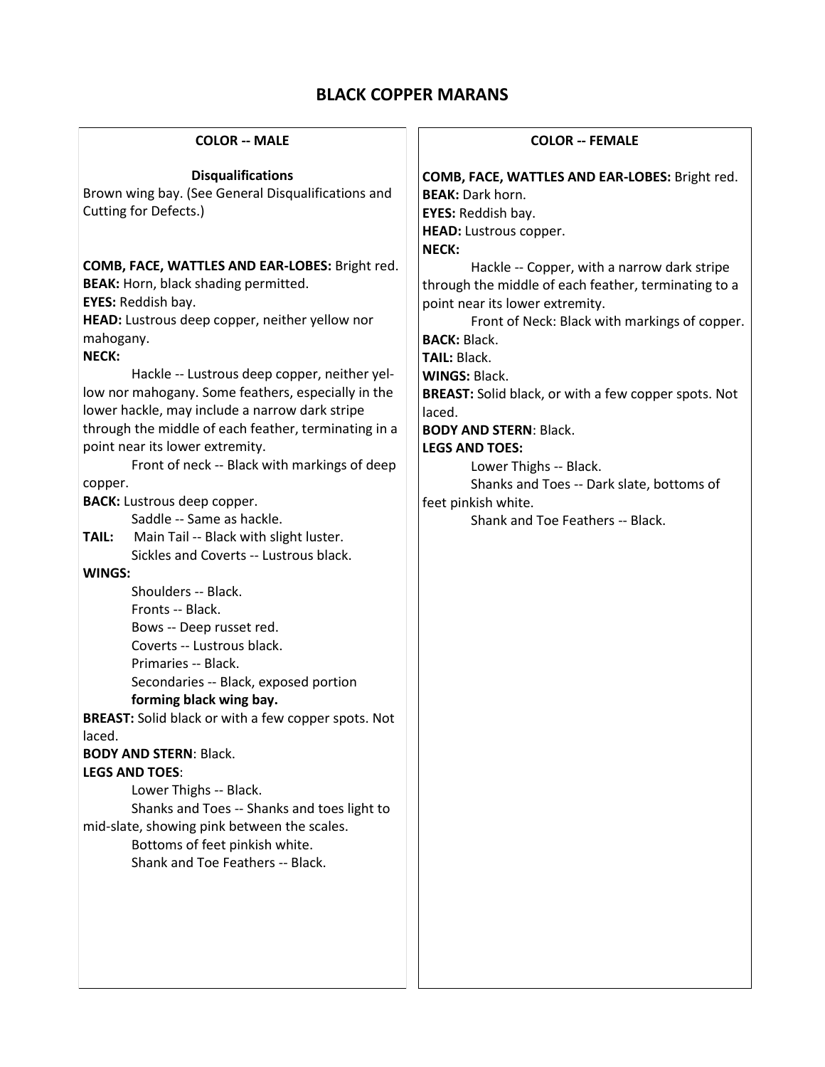# BLACK COPPER MARANS

## COLOR -- MALE

### Disqualifications

Brown wing bay. (See General Disqualifications and Cutting for Defects.)

**COMB, FACE, WATTLES AND EAR-LOBES:** Bright red.
**BEAK:** Horn, black shading permitted.
**EYES:** Reddish bay.
**HEAD:** Lustrous deep copper, neither yellow nor mahogany.
**NECK:**

Hackle -- Lustrous deep copper, neither yellow nor mahogany. Some feathers, especially in the lower hackle, may include a narrow dark stripe through the middle of each feather, terminating in a point near its lower extremity.

Front of neck -- Black with markings of deep copper.

**BACK:** Lustrous deep copper.

Saddle -- Same as hackle.

**TAIL:** Main Tail -- Black with slight luster.

Sickles and Coverts -- Lustrous black.

**WINGS:**

Shoulders -- Black.
Fronts -- Black.
Bows -- Deep russet red.
Coverts -- Lustrous black.
Primaries -- Black.
Secondaries -- Black, exposed portion **forming black wing bay.**

**BREAST:** Solid black or with a few copper spots. Not laced.
**BODY AND STERN**: Black.
**LEGS AND TOES**:

Lower Thighs -- Black.
Shanks and Toes -- Shanks and toes light to mid-slate, showing pink between the scales.
Bottoms of feet pinkish white.
Shank and Toe Feathers -- Black.

## COLOR -- FEMALE

**COMB, FACE, WATTLES AND EAR-LOBES:** Bright red.
**BEAK:** Dark horn.
**EYES:** Reddish bay.
**HEAD:** Lustrous copper.
**NECK:**

Hackle -- Copper, with a narrow dark stripe through the middle of each feather, terminating to a point near its lower extremity.

Front of Neck: Black with markings of copper.

**BACK:** Black.
**TAIL:** Black.
**WINGS:** Black.
**BREAST:** Solid black, or with a few copper spots. Not laced.
**BODY AND STERN**: Black.
**LEGS AND TOES:**

Lower Thighs -- Black.
Shanks and Toes -- Dark slate, bottoms of feet pinkish white.
Shank and Toe Feathers -- Black.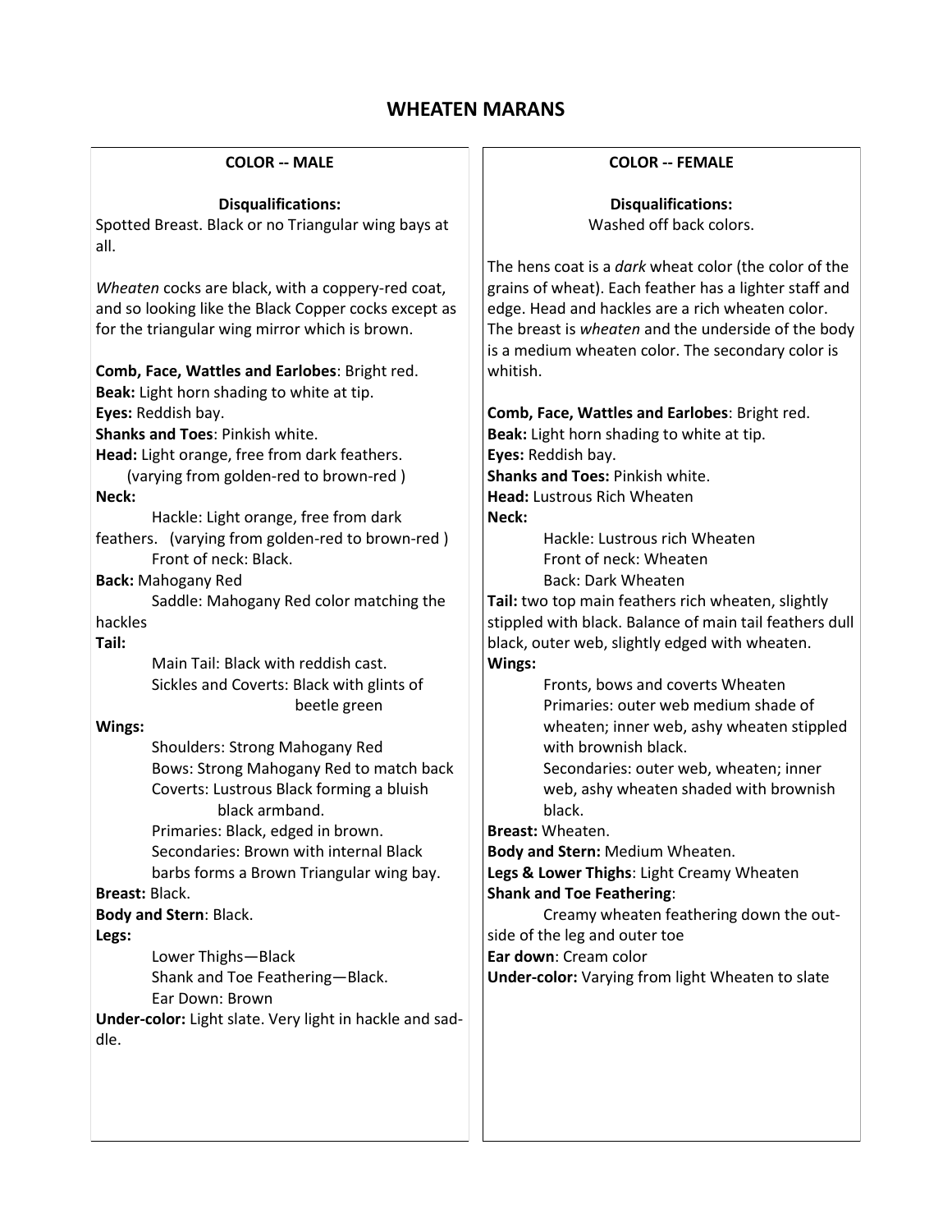# WHEATEN MARANS

## COLOR -- MALE

**Disqualifications:**
Spotted Breast. Black or no Triangular wing bays at all.

*Wheaten* cocks are black, with a coppery-red coat, and so looking like the Black Copper cocks except as for the triangular wing mirror which is brown.

**Comb, Face, Wattles and Earlobes**: Bright red.
**Beak:** Light horn shading to white at tip.
**Eyes:** Reddish bay.
**Shanks and Toes**: Pinkish white.
**Head:** Light orange, free from dark feathers. (varying from golden-red to brown-red )
**Neck:**
- Hackle: Light orange, free from dark feathers. (varying from golden-red to brown-red )
- Front of neck: Black.

**Back:** Mahogany Red
- Saddle: Mahogany Red color matching the hackles

**Tail:**
- Main Tail: Black with reddish cast.
- Sickles and Coverts: Black with glints of beetle green

**Wings:**
- Shoulders: Strong Mahogany Red
- Bows: Strong Mahogany Red to match back
- Coverts: Lustrous Black forming a bluish black armband.
- Primaries: Black, edged in brown.
- Secondaries: Brown with internal Black barbs forms a Brown Triangular wing bay.

**Breast:** Black.
**Body and Stern**: Black.
**Legs:**
- Lower Thighs—Black
- Shank and Toe Feathering—Black.
- Ear Down: Brown

**Under-color:** Light slate. Very light in hackle and saddle.

## COLOR -- FEMALE

**Disqualifications:**
Washed off back colors.

The hens coat is a *dark* wheat color (the color of the grains of wheat). Each feather has a lighter staff and edge. Head and hackles are a rich wheaten color. The breast is *wheaten* and the underside of the body is a medium wheaten color. The secondary color is whitish.

**Comb, Face, Wattles and Earlobes**: Bright red.
**Beak:** Light horn shading to white at tip.
**Eyes:** Reddish bay.
**Shanks and Toes:** Pinkish white.
**Head:** Lustrous Rich Wheaten
**Neck:**
- Hackle: Lustrous rich Wheaten
- Front of neck: Wheaten
- Back: Dark Wheaten

**Tail:** two top main feathers rich wheaten, slightly stippled with black. Balance of main tail feathers dull black, outer web, slightly edged with wheaten.
**Wings:**
- Fronts, bows and coverts Wheaten
- Primaries: outer web medium shade of wheaten; inner web, ashy wheaten stippled with brownish black.
- Secondaries: outer web, wheaten; inner web, ashy wheaten shaded with brownish black.

**Breast:** Wheaten.
**Body and Stern:** Medium Wheaten.
**Legs & Lower Thighs**: Light Creamy Wheaten
**Shank and Toe Feathering**:
- Creamy wheaten feathering down the outside of the leg and outer toe

**Ear down**: Cream color
**Under-color:** Varying from light Wheaten to slate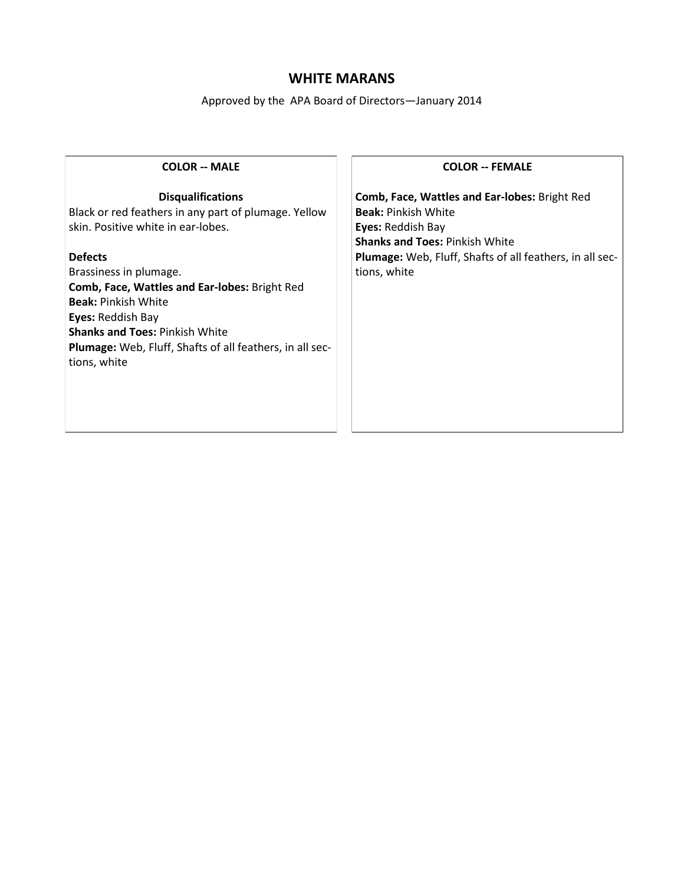## WHITE MARANS

Approved by the APA Board of Directors—January 2014

### COLOR -- MALE

**Disqualifications**

Black or red feathers in any part of plumage. Yellow skin. Positive white in ear-lobes.

**Defects**

Brassiness in plumage.

**Comb, Face, Wattles and Ear-lobes:** Bright Red
**Beak:** Pinkish White
**Eyes:** Reddish Bay
**Shanks and Toes:** Pinkish White
**Plumage:** Web, Fluff, Shafts of all feathers, in all sections, white

### COLOR -- FEMALE

**Comb, Face, Wattles and Ear-lobes:** Bright Red
**Beak:** Pinkish White
**Eyes:** Reddish Bay
**Shanks and Toes:** Pinkish White
**Plumage:** Web, Fluff, Shafts of all feathers, in all sections, white